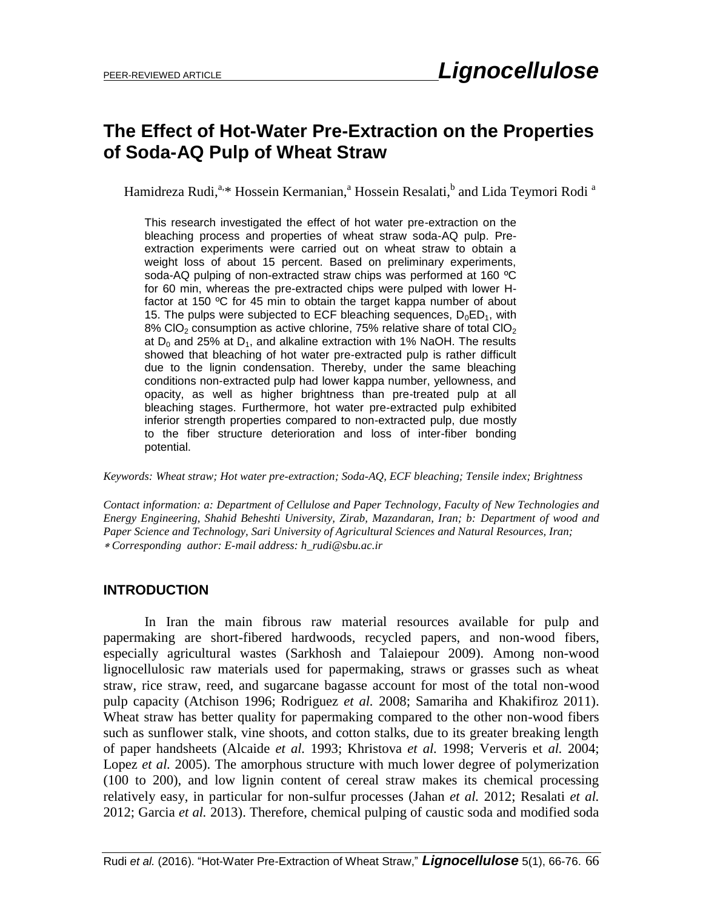PEER-REVIEWED ARTICLE **Lignocellulose**

# The Effect of Hot-Water Pre-Extraction on the Properties of Soda-AQ Pulp of Wheat Straw

Hamidreza Rudi,[a,*] Hossein Kermanian,[a] Hossein Resalati,[b] and Lida Teymori Rodi [a]

This research investigated the effect of hot water pre-extraction on the bleaching process and properties of wheat straw soda-AQ pulp. Pre-extraction experiments were carried out on wheat straw to obtain a weight loss of about 15 percent. Based on preliminary experiments, soda-AQ pulping of non-extracted straw chips was performed at 160 ºC for 60 min, whereas the pre-extracted chips were pulped with lower H-factor at 150 ºC for 45 min to obtain the target kappa number of about 15. The pulps were subjected to ECF bleaching sequences, $D_0ED_1$, with 8% $ClO_2$ consumption as active chlorine, 75% relative share of total $ClO_2$ at $D_0$ and 25% at $D_1$, and alkaline extraction with 1% NaOH. The results showed that bleaching of hot water pre-extracted pulp is rather difficult due to the lignin condensation. Thereby, under the same bleaching conditions non-extracted pulp had lower kappa number, yellowness, and opacity, as well as higher brightness than pre-treated pulp at all bleaching stages. Furthermore, hot water pre-extracted pulp exhibited inferior strength properties compared to non-extracted pulp, due mostly to the fiber structure deterioration and loss of inter-fiber bonding potential.

*Keywords: Wheat straw; Hot water pre-extraction; Soda-AQ, ECF bleaching; Tensile index; Brightness*

*Contact information: a: Department of Cellulose and Paper Technology, Faculty of New Technologies and Energy Engineering, Shahid Beheshti University, Zirab, Mazandaran, Iran; b: Department of wood and Paper Science and Technology, Sari University of Agricultural Sciences and Natural Resources, Iran;*
*\* Corresponding author: E-mail address: h_rudi@sbu.ac.ir*

## INTRODUCTION

In Iran the main fibrous raw material resources available for pulp and papermaking are short-fibered hardwoods, recycled papers, and non-wood fibers, especially agricultural wastes (Sarkhosh and Talaiepour 2009). Among non-wood lignocellulosic raw materials used for papermaking, straws or grasses such as wheat straw, rice straw, reed, and sugarcane bagasse account for most of the total non-wood pulp capacity (Atchison 1996; Rodriguez *et al.* 2008; Samariha and Khakifiroz 2011). Wheat straw has better quality for papermaking compared to the other non-wood fibers such as sunflower stalk, vine shoots, and cotton stalks, due to its greater breaking length of paper handsheets (Alcaide *et al.* 1993; Khristova *et al.* 1998; Ververis et *al.* 2004; Lopez *et al.* 2005). The amorphous structure with much lower degree of polymerization (100 to 200), and low lignin content of cereal straw makes its chemical processing relatively easy, in particular for non-sulfur processes (Jahan *et al.* 2012; Resalati *et al.* 2012; Garcia *et al.* 2013). Therefore, chemical pulping of caustic soda and modified soda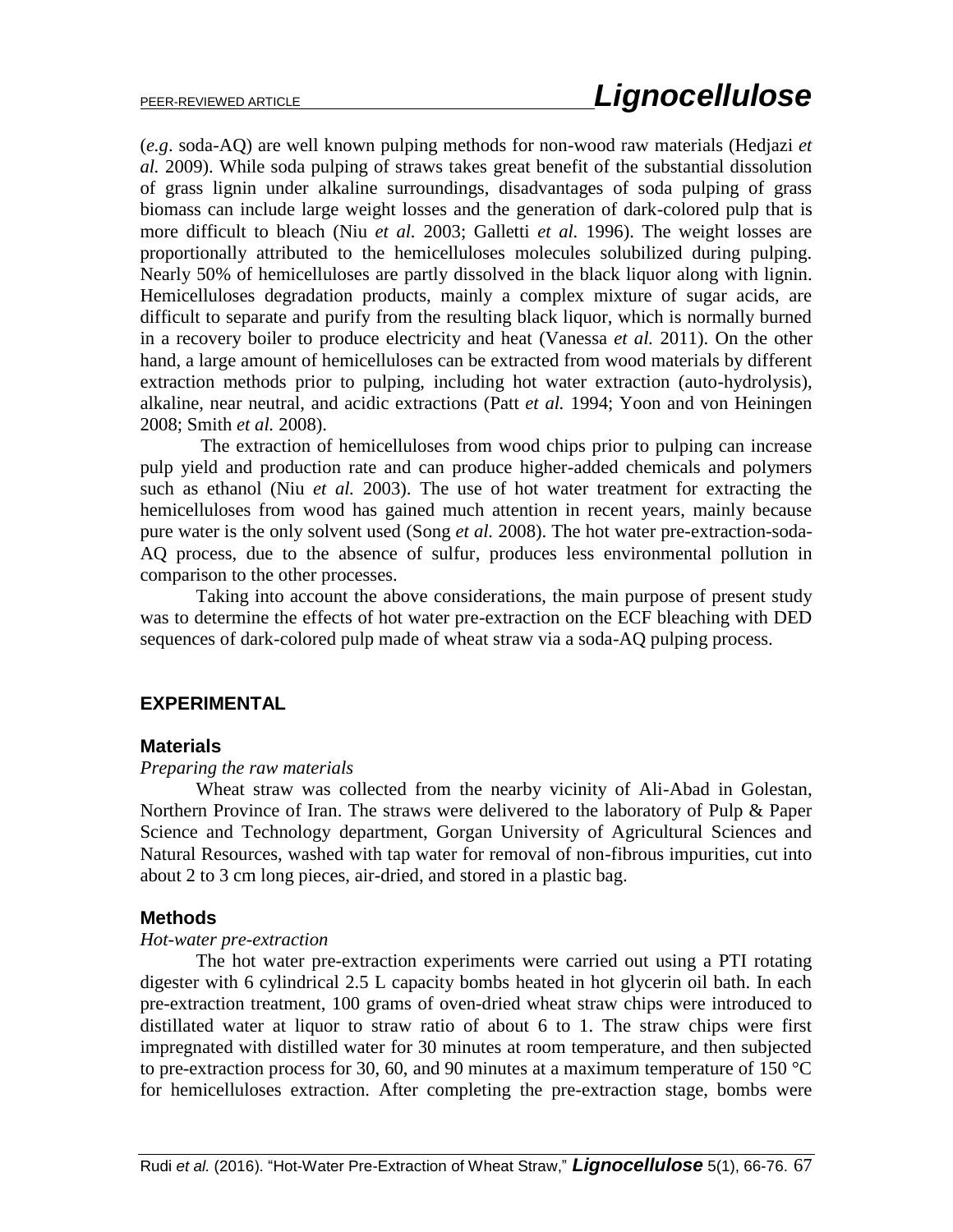(*e.g*. soda-AQ) are well known pulping methods for non-wood raw materials (Hedjazi *et al.* 2009). While soda pulping of straws takes great benefit of the substantial dissolution of grass lignin under alkaline surroundings, disadvantages of soda pulping of grass biomass can include large weight losses and the generation of dark-colored pulp that is more difficult to bleach (Niu *et al.* 2003; Galletti *et al.* 1996). The weight losses are proportionally attributed to the hemicelluloses molecules solubilized during pulping. Nearly 50% of hemicelluloses are partly dissolved in the black liquor along with lignin. Hemicelluloses degradation products, mainly a complex mixture of sugar acids, are difficult to separate and purify from the resulting black liquor, which is normally burned in a recovery boiler to produce electricity and heat (Vanessa *et al.* 2011). On the other hand, a large amount of hemicelluloses can be extracted from wood materials by different extraction methods prior to pulping, including hot water extraction (auto-hydrolysis), alkaline, near neutral, and acidic extractions (Patt *et al.* 1994; Yoon and von Heiningen 2008; Smith *et al.* 2008).

The extraction of hemicelluloses from wood chips prior to pulping can increase pulp yield and production rate and can produce higher-added chemicals and polymers such as ethanol (Niu *et al.* 2003). The use of hot water treatment for extracting the hemicelluloses from wood has gained much attention in recent years, mainly because pure water is the only solvent used (Song *et al.* 2008). The hot water pre-extraction-soda-AQ process, due to the absence of sulfur, produces less environmental pollution in comparison to the other processes.

Taking into account the above considerations, the main purpose of present study was to determine the effects of hot water pre-extraction on the ECF bleaching with DED sequences of dark-colored pulp made of wheat straw via a soda-AQ pulping process.

## EXPERIMENTAL

### Materials

*Preparing the raw materials*

Wheat straw was collected from the nearby vicinity of Ali-Abad in Golestan, Northern Province of Iran. The straws were delivered to the laboratory of Pulp & Paper Science and Technology department, Gorgan University of Agricultural Sciences and Natural Resources, washed with tap water for removal of non-fibrous impurities, cut into about 2 to 3 cm long pieces, air-dried, and stored in a plastic bag.

### Methods

*Hot-water pre-extraction*

The hot water pre-extraction experiments were carried out using a PTI rotating digester with 6 cylindrical 2.5 L capacity bombs heated in hot glycerin oil bath. In each pre-extraction treatment, 100 grams of oven-dried wheat straw chips were introduced to distillated water at liquor to straw ratio of about 6 to 1. The straw chips were first impregnated with distilled water for 30 minutes at room temperature, and then subjected to pre-extraction process for 30, 60, and 90 minutes at a maximum temperature of 150 °C for hemicelluloses extraction. After completing the pre-extraction stage, bombs were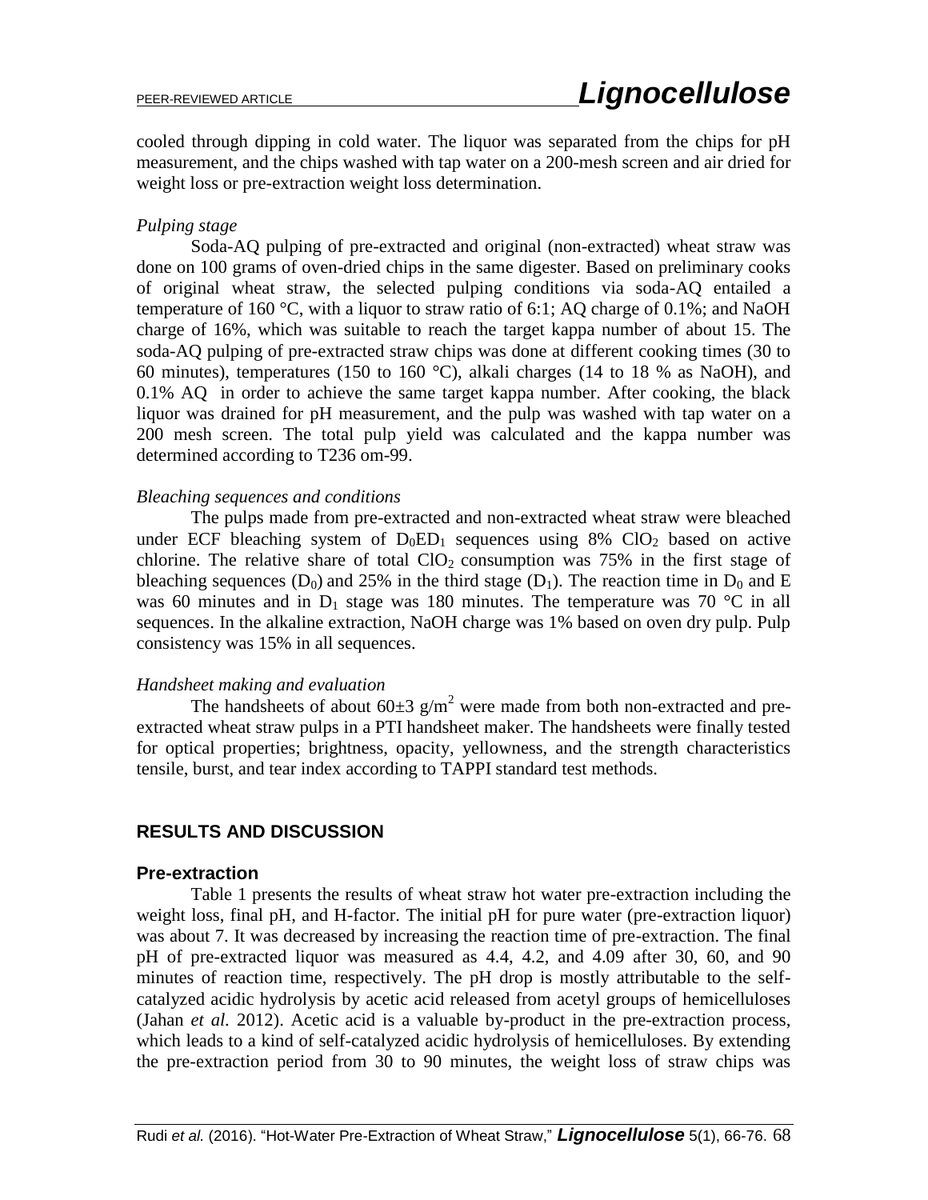cooled through dipping in cold water. The liquor was separated from the chips for pH measurement, and the chips washed with tap water on a 200-mesh screen and air dried for weight loss or pre-extraction weight loss determination.

*Pulping stage*

Soda-AQ pulping of pre-extracted and original (non-extracted) wheat straw was done on 100 grams of oven-dried chips in the same digester. Based on preliminary cooks of original wheat straw, the selected pulping conditions via soda-AQ entailed a temperature of 160 °C, with a liquor to straw ratio of 6:1; AQ charge of 0.1%; and NaOH charge of 16%, which was suitable to reach the target kappa number of about 15. The soda-AQ pulping of pre-extracted straw chips was done at different cooking times (30 to 60 minutes), temperatures (150 to 160 °C), alkali charges (14 to 18 % as NaOH), and 0.1% AQ in order to achieve the same target kappa number. After cooking, the black liquor was drained for pH measurement, and the pulp was washed with tap water on a 200 mesh screen. The total pulp yield was calculated and the kappa number was determined according to T236 om-99.

*Bleaching sequences and conditions*

The pulps made from pre-extracted and non-extracted wheat straw were bleached under ECF bleaching system of $D_0ED_1$ sequences using 8% $ClO_2$ based on active chlorine. The relative share of total $ClO_2$ consumption was 75% in the first stage of bleaching sequences ($D_0$) and 25% in the third stage ($D_1$). The reaction time in $D_0$ and E was 60 minutes and in $D_1$ stage was 180 minutes. The temperature was 70 °C in all sequences. In the alkaline extraction, NaOH charge was 1% based on oven dry pulp. Pulp consistency was 15% in all sequences.

*Handsheet making and evaluation*

The handsheets of about 60±3 g/m$^2$ were made from both non-extracted and pre-extracted wheat straw pulps in a PTI handsheet maker. The handsheets were finally tested for optical properties; brightness, opacity, yellowness, and the strength characteristics tensile, burst, and tear index according to TAPPI standard test methods.

## RESULTS AND DISCUSSION

### Pre-extraction

Table 1 presents the results of wheat straw hot water pre-extraction including the weight loss, final pH, and H-factor. The initial pH for pure water (pre-extraction liquor) was about 7. It was decreased by increasing the reaction time of pre-extraction. The final pH of pre-extracted liquor was measured as 4.4, 4.2, and 4.09 after 30, 60, and 90 minutes of reaction time, respectively. The pH drop is mostly attributable to the self-catalyzed acidic hydrolysis by acetic acid released from acetyl groups of hemicelluloses (Jahan *et al.* 2012). Acetic acid is a valuable by-product in the pre-extraction process, which leads to a kind of self-catalyzed acidic hydrolysis of hemicelluloses. By extending the pre-extraction period from 30 to 90 minutes, the weight loss of straw chips was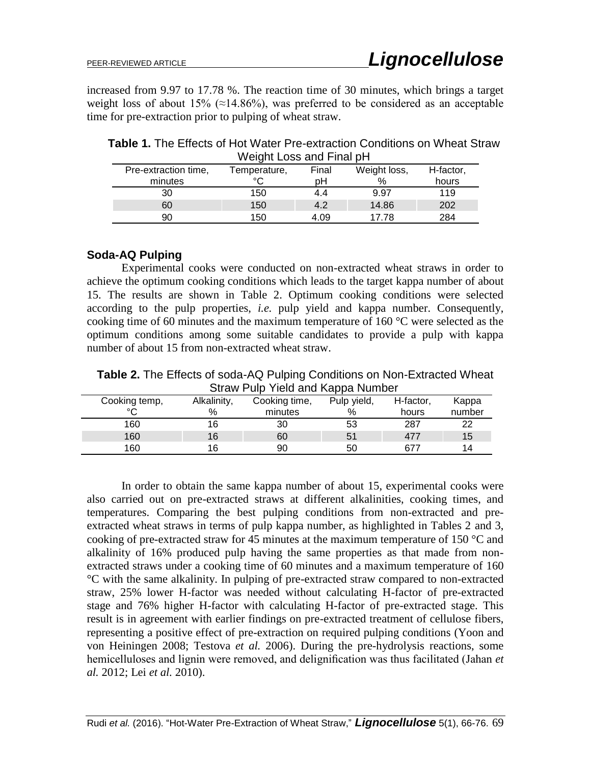increased from 9.97 to 17.78 %. The reaction time of 30 minutes, which brings a target weight loss of about 15% (≈14.86%), was preferred to be considered as an acceptable time for pre-extraction prior to pulping of wheat straw.

**Table 1.** The Effects of Hot Water Pre-extraction Conditions on Wheat Straw Weight Loss and Final pH

| Pre-extraction time, minutes | Temperature, °C | Final pH | Weight loss, % | H-factor, hours |
|---|---|---|---|---|
| 30 | 150 | 4.4 | 9.97 | 119 |
| 60 | 150 | 4.2 | 14.86 | 202 |
| 90 | 150 | 4.09 | 17.78 | 284 |

### Soda-AQ Pulping

Experimental cooks were conducted on non-extracted wheat straws in order to achieve the optimum cooking conditions which leads to the target kappa number of about 15. The results are shown in Table 2. Optimum cooking conditions were selected according to the pulp properties, *i.e.* pulp yield and kappa number. Consequently, cooking time of 60 minutes and the maximum temperature of 160 °C were selected as the optimum conditions among some suitable candidates to provide a pulp with kappa number of about 15 from non-extracted wheat straw.

**Table 2.** The Effects of soda-AQ Pulping Conditions on Non-Extracted Wheat Straw Pulp Yield and Kappa Number

| Cooking temp, °C | Alkalinity, % | Cooking time, minutes | Pulp yield, % | H-factor, hours | Kappa number |
|---|---|---|---|---|---|
| 160 | 16 | 30 | 53 | 287 | 22 |
| 160 | 16 | 60 | 51 | 477 | 15 |
| 160 | 16 | 90 | 50 | 677 | 14 |

In order to obtain the same kappa number of about 15, experimental cooks were also carried out on pre-extracted straws at different alkalinities, cooking times, and temperatures. Comparing the best pulping conditions from non-extracted and pre-extracted wheat straws in terms of pulp kappa number, as highlighted in Tables 2 and 3, cooking of pre-extracted straw for 45 minutes at the maximum temperature of 150 °C and alkalinity of 16% produced pulp having the same properties as that made from non-extracted straws under a cooking time of 60 minutes and a maximum temperature of 160 °C with the same alkalinity. In pulping of pre-extracted straw compared to non-extracted straw, 25% lower H-factor was needed without calculating H-factor of pre-extracted stage and 76% higher H-factor with calculating H-factor of pre-extracted stage. This result is in agreement with earlier findings on pre-extracted treatment of cellulose fibers, representing a positive effect of pre-extraction on required pulping conditions (Yoon and von Heiningen 2008; Testova *et al.* 2006). During the pre-hydrolysis reactions, some hemicelluloses and lignin were removed, and delignification was thus facilitated (Jahan *et al.* 2012; Lei *et al.* 2010).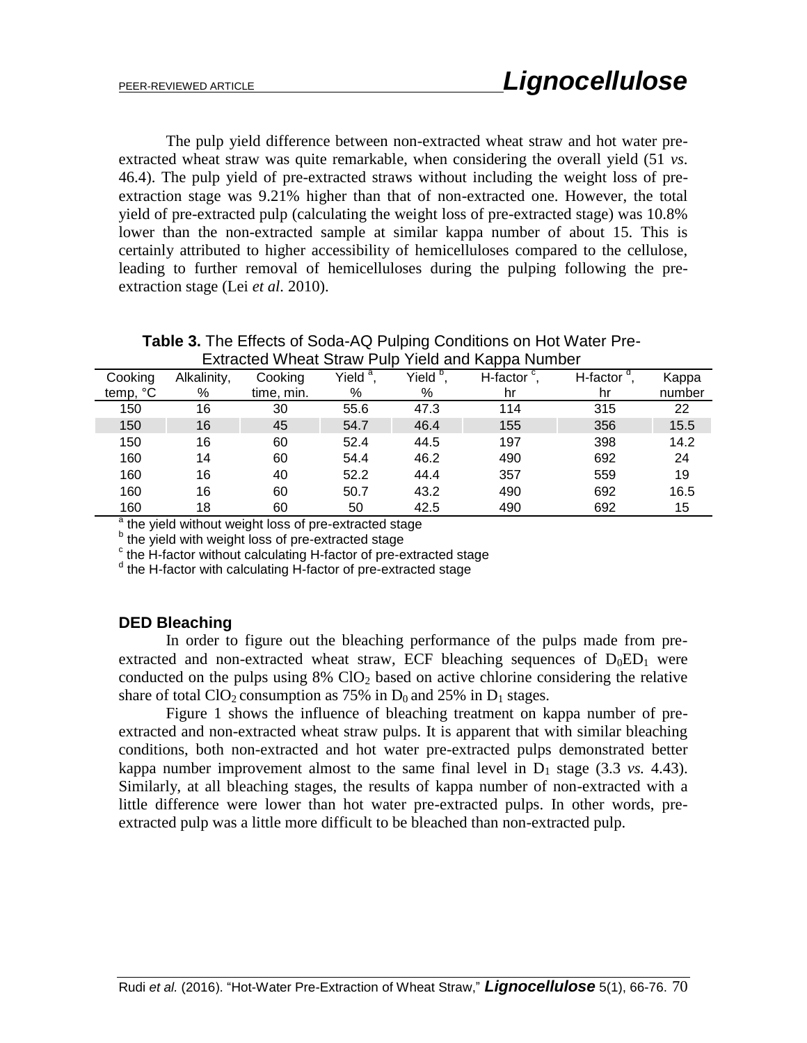The pulp yield difference between non-extracted wheat straw and hot water pre-extracted wheat straw was quite remarkable, when considering the overall yield (51 *vs*. 46.4). The pulp yield of pre-extracted straws without including the weight loss of pre-extraction stage was 9.21% higher than that of non-extracted one. However, the total yield of pre-extracted pulp (calculating the weight loss of pre-extracted stage) was 10.8% lower than the non-extracted sample at similar kappa number of about 15. This is certainly attributed to higher accessibility of hemicelluloses compared to the cellulose, leading to further removal of hemicelluloses during the pulping following the pre-extraction stage (Lei *et al*. 2010).

**Table 3.** The Effects of Soda-AQ Pulping Conditions on Hot Water Pre-Extracted Wheat Straw Pulp Yield and Kappa Number

| Cooking temp, °C | Alkalinity, % | Cooking time, min. | Yield [a], % | Yield [b], % | H-factor [c], hr | H-factor [d], hr | Kappa number |
|---|---|---|---|---|---|---|---|
| 150 | 16 | 30 | 55.6 | 47.3 | 114 | 315 | 22 |
| 150 | 16 | 45 | 54.7 | 46.4 | 155 | 356 | 15.5 |
| 150 | 16 | 60 | 52.4 | 44.5 | 197 | 398 | 14.2 |
| 160 | 14 | 60 | 54.4 | 46.2 | 490 | 692 | 24 |
| 160 | 16 | 40 | 52.2 | 44.4 | 357 | 559 | 19 |
| 160 | 16 | 60 | 50.7 | 43.2 | 490 | 692 | 16.5 |
| 160 | 18 | 60 | 50 | 42.5 | 490 | 692 | 15 |

[a] the yield without weight loss of pre-extracted stage
[b] the yield with weight loss of pre-extracted stage
[c] the H-factor without calculating H-factor of pre-extracted stage
[d] the H-factor with calculating H-factor of pre-extracted stage

### DED Bleaching

In order to figure out the bleaching performance of the pulps made from pre-extracted and non-extracted wheat straw, ECF bleaching sequences of $D_0ED_1$ were conducted on the pulps using 8% $ClO_2$ based on active chlorine considering the relative share of total $ClO_2$ consumption as 75% in $D_0$ and 25% in $D_1$ stages.

Figure 1 shows the influence of bleaching treatment on kappa number of pre-extracted and non-extracted wheat straw pulps. It is apparent that with similar bleaching conditions, both non-extracted and hot water pre-extracted pulps demonstrated better kappa number improvement almost to the same final level in $D_1$ stage (3.3 *vs.* 4.43). Similarly, at all bleaching stages, the results of kappa number of non-extracted with a little difference were lower than hot water pre-extracted pulps. In other words, pre-extracted pulp was a little more difficult to be bleached than non-extracted pulp.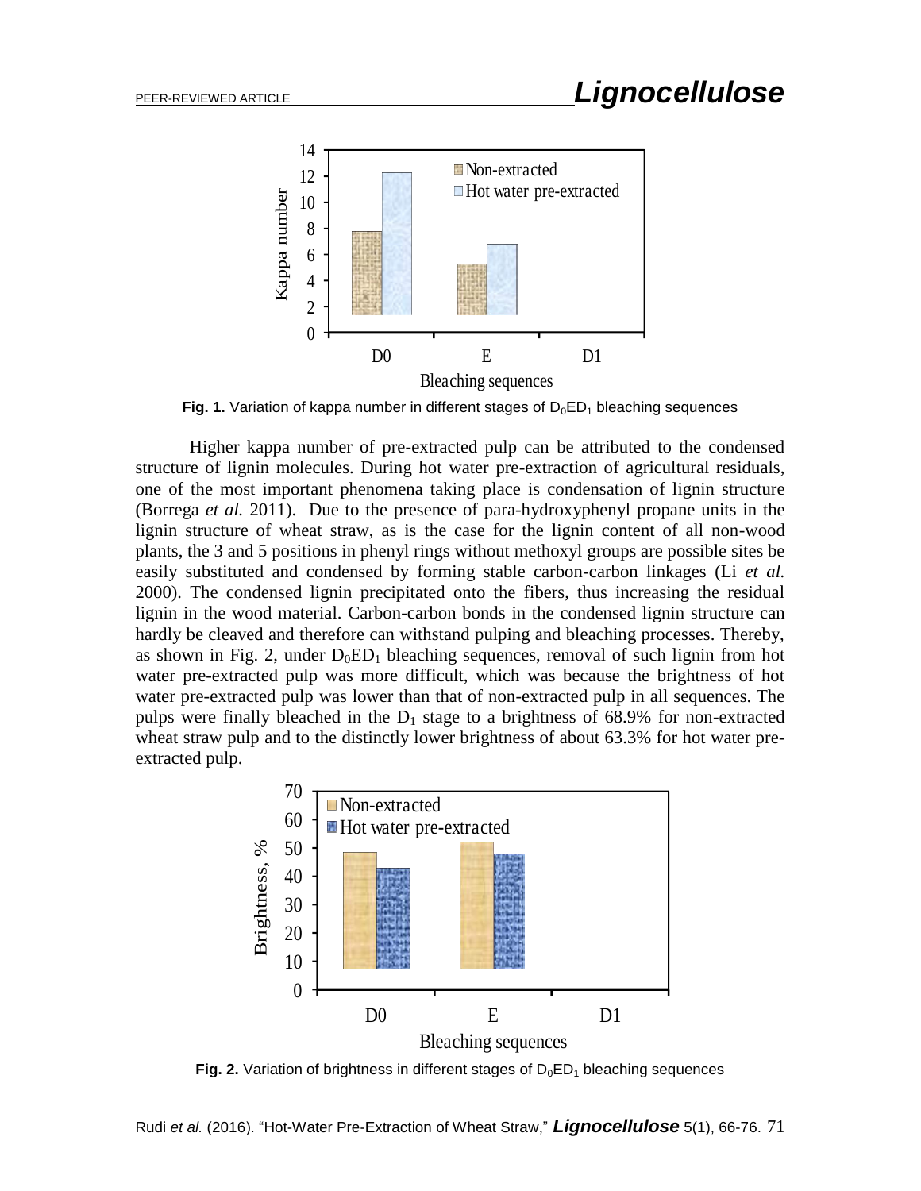**Fig. 1.** Variation of kappa number in different stages of $D_0ED_1$ bleaching sequences

Higher kappa number of pre-extracted pulp can be attributed to the condensed structure of lignin molecules. During hot water pre-extraction of agricultural residuals, one of the most important phenomena taking place is condensation of lignin structure (Borrega *et al.* 2011). Due to the presence of para-hydroxyphenyl propane units in the lignin structure of wheat straw, as is the case for the lignin content of all non-wood plants, the 3 and 5 positions in phenyl rings without methoxyl groups are possible sites be easily substituted and condensed by forming stable carbon-carbon linkages (Li *et al.* 2000). The condensed lignin precipitated onto the fibers, thus increasing the residual lignin in the wood material. Carbon-carbon bonds in the condensed lignin structure can hardly be cleaved and therefore can withstand pulping and bleaching processes. Thereby, as shown in Fig. 2, under $D_0ED_1$ bleaching sequences, removal of such lignin from hot water pre-extracted pulp was more difficult, which was because the brightness of hot water pre-extracted pulp was lower than that of non-extracted pulp in all sequences. The pulps were finally bleached in the $D_1$ stage to a brightness of 68.9% for non-extracted wheat straw pulp and to the distinctly lower brightness of about 63.3% for hot water pre-extracted pulp.

**Fig. 2.** Variation of brightness in different stages of $D_0ED_1$ bleaching sequences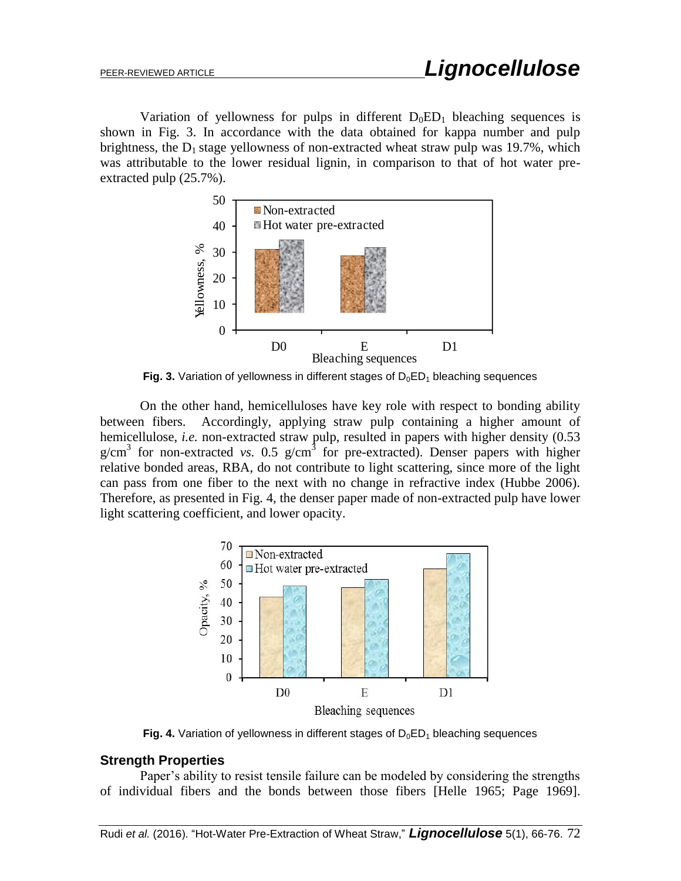Variation of yellowness for pulps in different $D_0ED_1$ bleaching sequences is shown in Fig. 3. In accordance with the data obtained for kappa number and pulp brightness, the $D_1$ stage yellowness of non-extracted wheat straw pulp was 19.7%, which was attributable to the lower residual lignin, in comparison to that of hot water pre-extracted pulp (25.7%).

**Fig. 3.** Variation of yellowness in different stages of $D_0ED_1$ bleaching sequences

On the other hand, hemicelluloses have key role with respect to bonding ability between fibers. Accordingly, applying straw pulp containing a higher amount of hemicellulose, *i.e.* non-extracted straw pulp, resulted in papers with higher density (0.53 g/cm$^3$ for non-extracted *vs.* 0.5 g/cm$^3$ for pre-extracted). Denser papers with higher relative bonded areas, RBA, do not contribute to light scattering, since more of the light can pass from one fiber to the next with no change in refractive index (Hubbe 2006). Therefore, as presented in Fig. 4, the denser paper made of non-extracted pulp have lower light scattering coefficient, and lower opacity.

**Fig. 4.** Variation of yellowness in different stages of $D_0ED_1$ bleaching sequences

### Strength Properties

Paper's ability to resist tensile failure can be modeled by considering the strengths of individual fibers and the bonds between those fibers [Helle 1965; Page 1969].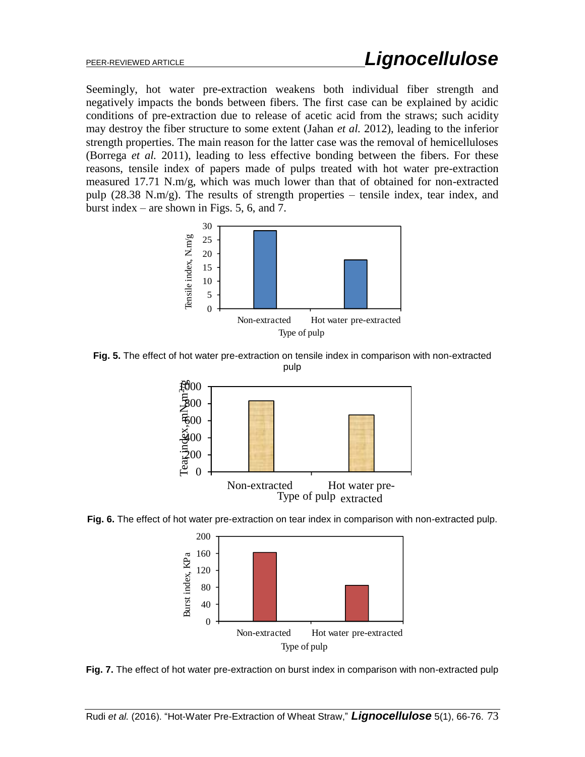Seemingly, hot water pre-extraction weakens both individual fiber strength and negatively impacts the bonds between fibers. The first case can be explained by acidic conditions of pre-extraction due to release of acetic acid from the straws; such acidity may destroy the fiber structure to some extent (Jahan *et al.* 2012), leading to the inferior strength properties. The main reason for the latter case was the removal of hemicelluloses (Borrega *et al.* 2011), leading to less effective bonding between the fibers. For these reasons, tensile index of papers made of pulps treated with hot water pre-extraction measured 17.71 N.m/g, which was much lower than that of obtained for non-extracted pulp (28.38 N.m/g). The results of strength properties – tensile index, tear index, and burst index – are shown in Figs. 5, 6, and 7.

**Fig. 5.** The effect of hot water pre-extraction on tensile index in comparison with non-extracted pulp

**Fig. 6.** The effect of hot water pre-extraction on tear index in comparison with non-extracted pulp.

**Fig. 7.** The effect of hot water pre-extraction on burst index in comparison with non-extracted pulp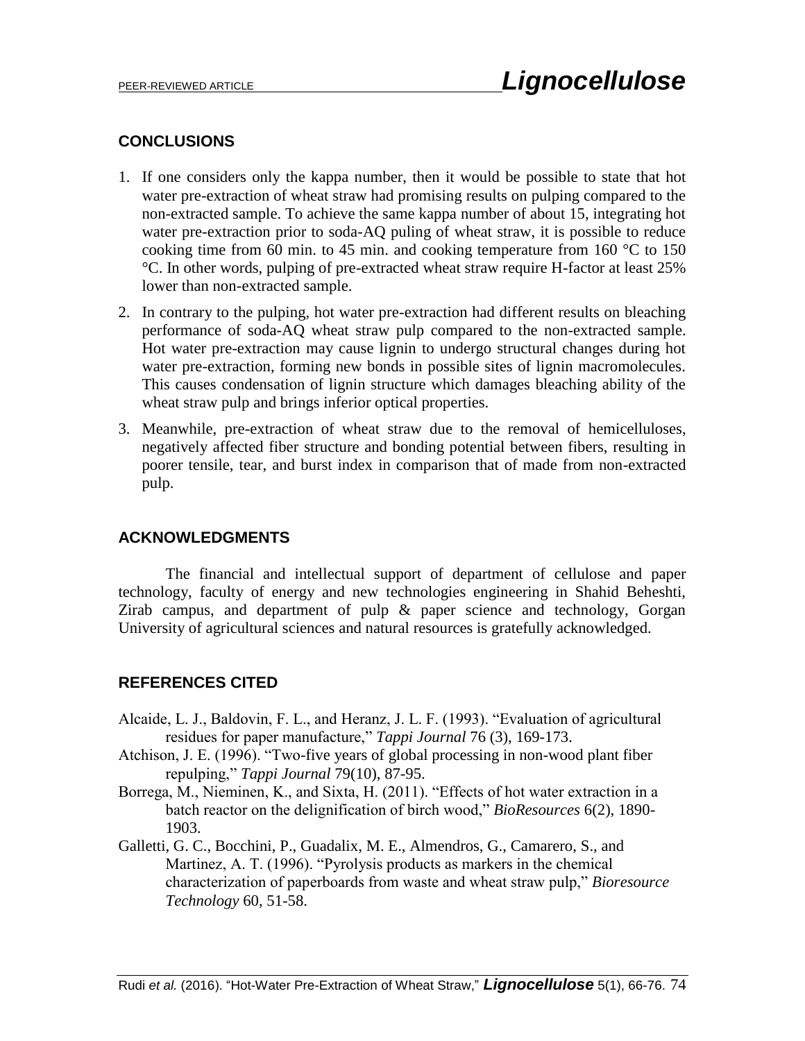## CONCLUSIONS

1. If one considers only the kappa number, then it would be possible to state that hot water pre-extraction of wheat straw had promising results on pulping compared to the non-extracted sample. To achieve the same kappa number of about 15, integrating hot water pre-extraction prior to soda-AQ puling of wheat straw, it is possible to reduce cooking time from 60 min. to 45 min. and cooking temperature from 160 °C to 150 °C. In other words, pulping of pre-extracted wheat straw require H-factor at least 25% lower than non-extracted sample.
2. In contrary to the pulping, hot water pre-extraction had different results on bleaching performance of soda-AQ wheat straw pulp compared to the non-extracted sample. Hot water pre-extraction may cause lignin to undergo structural changes during hot water pre-extraction, forming new bonds in possible sites of lignin macromolecules. This causes condensation of lignin structure which damages bleaching ability of the wheat straw pulp and brings inferior optical properties.
3. Meanwhile, pre-extraction of wheat straw due to the removal of hemicelluloses, negatively affected fiber structure and bonding potential between fibers, resulting in poorer tensile, tear, and burst index in comparison that of made from non-extracted pulp.

## ACKNOWLEDGMENTS

The financial and intellectual support of department of cellulose and paper technology, faculty of energy and new technologies engineering in Shahid Beheshti, Zirab campus, and department of pulp & paper science and technology, Gorgan University of agricultural sciences and natural resources is gratefully acknowledged.

## REFERENCES CITED

Alcaide, L. J., Baldovin, F. L., and Heranz, J. L. F. (1993). "Evaluation of agricultural residues for paper manufacture," *Tappi Journal* 76 (3), 169-173.

Atchison, J. E. (1996). "Two-five years of global processing in non-wood plant fiber repulping," *Tappi Journal* 79(10), 87-95.

Borrega, M., Nieminen, K., and Sixta, H. (2011). "Effects of hot water extraction in a batch reactor on the delignification of birch wood," *BioResources* 6(2), 1890-1903.

Galletti, G. C., Bocchini, P., Guadalix, M. E., Almendros, G., Camarero, S., and Martinez, A. T. (1996). "Pyrolysis products as markers in the chemical characterization of paperboards from waste and wheat straw pulp," *Bioresource Technology* 60, 51-58.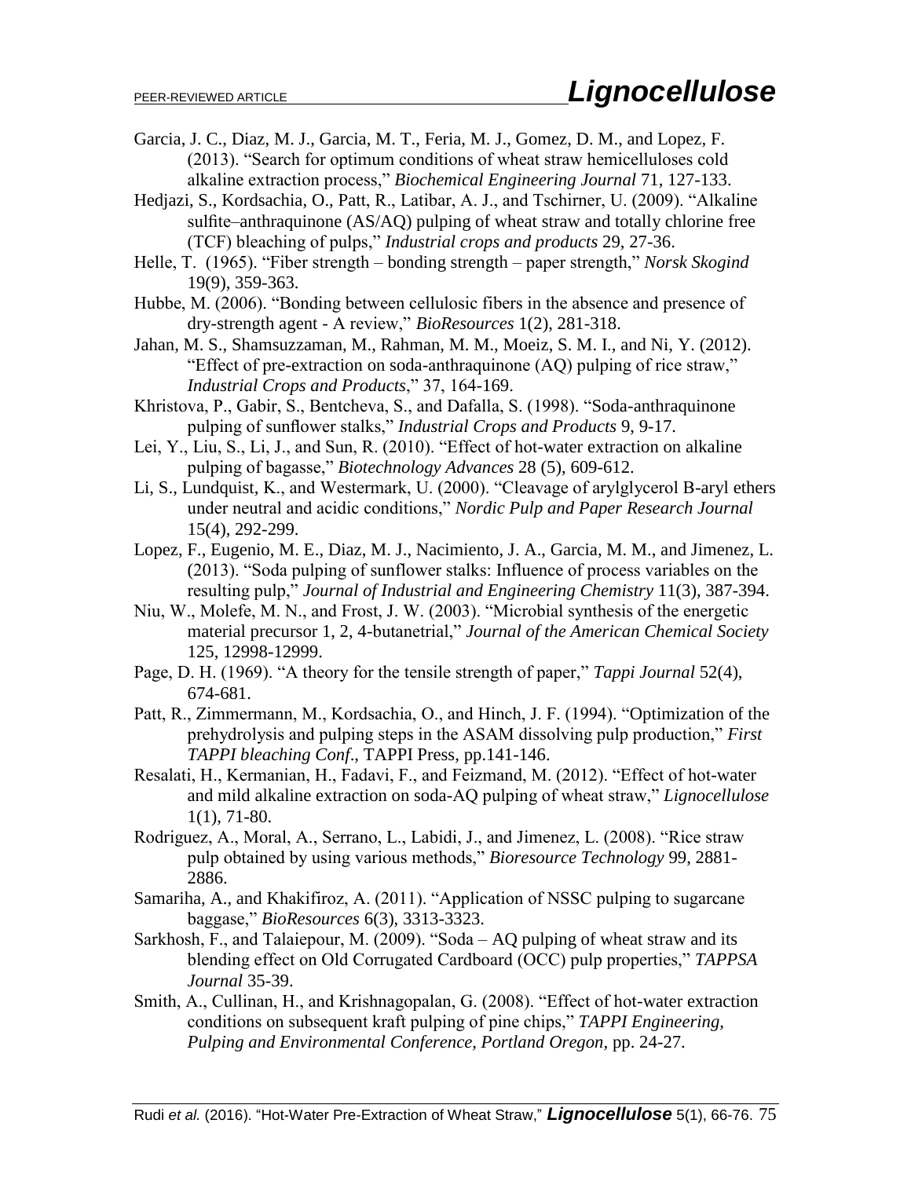Garcia, J. C., Diaz, M. J., Garcia, M. T., Feria, M. J., Gomez, D. M., and Lopez, F. (2013). "Search for optimum conditions of wheat straw hemicelluloses cold alkaline extraction process," *Biochemical Engineering Journal* 71, 127-133.

Hedjazi, S., Kordsachia, O., Patt, R., Latibar, A. J., and Tschirner, U. (2009). "Alkaline sulfite–anthraquinone (AS/AQ) pulping of wheat straw and totally chlorine free (TCF) bleaching of pulps," *Industrial crops and products* 29, 27-36.

Helle, T. (1965). "Fiber strength – bonding strength – paper strength," *Norsk Skogind* 19(9), 359-363.

Hubbe, M. (2006). "Bonding between cellulosic fibers in the absence and presence of dry-strength agent - A review," *BioResources* 1(2), 281-318.

Jahan, M. S., Shamsuzzaman, M., Rahman, M. M., Moeiz, S. M. I., and Ni, Y. (2012). "Effect of pre-extraction on soda-anthraquinone (AQ) pulping of rice straw," *Industrial Crops and Products*," 37, 164-169.

Khristova, P., Gabir, S., Bentcheva, S., and Dafalla, S. (1998). "Soda-anthraquinone pulping of sunflower stalks," *Industrial Crops and Products* 9, 9-17.

Lei, Y., Liu, S., Li, J., and Sun, R. (2010). "Effect of hot-water extraction on alkaline pulping of bagasse," *Biotechnology Advances* 28 (5), 609-612.

Li, S., Lundquist, K., and Westermark, U. (2000). "Cleavage of arylglycerol B-aryl ethers under neutral and acidic conditions," *Nordic Pulp and Paper Research Journal* 15(4), 292-299.

Lopez, F., Eugenio, M. E., Diaz, M. J., Nacimiento, J. A., Garcia, M. M., and Jimenez, L. (2013). "Soda pulping of sunflower stalks: Influence of process variables on the resulting pulp," *Journal of Industrial and Engineering Chemistry* 11(3), 387-394.

Niu, W., Molefe, M. N., and Frost, J. W. (2003). "Microbial synthesis of the energetic material precursor 1, 2, 4-butanetrial," *Journal of the American Chemical Society* 125, 12998-12999.

Page, D. H. (1969). "A theory for the tensile strength of paper," *Tappi Journal* 52(4), 674-681.

Patt, R., Zimmermann, M., Kordsachia, O., and Hinch, J. F. (1994). "Optimization of the prehydrolysis and pulping steps in the ASAM dissolving pulp production," *First TAPPI bleaching Conf.*, TAPPI Press, pp.141-146.

Resalati, H., Kermanian, H., Fadavi, F., and Feizmand, M. (2012). "Effect of hot-water and mild alkaline extraction on soda-AQ pulping of wheat straw," *Lignocellulose* 1(1), 71-80.

Rodriguez, A., Moral, A., Serrano, L., Labidi, J., and Jimenez, L. (2008). "Rice straw pulp obtained by using various methods," *Bioresource Technology* 99, 2881-2886.

Samariha, A., and Khakifiroz, A. (2011). "Application of NSSC pulping to sugarcane baggase," *BioResources* 6(3), 3313-3323.

Sarkhosh, F., and Talaiepour, M. (2009). "Soda – AQ pulping of wheat straw and its blending effect on Old Corrugated Cardboard (OCC) pulp properties," *TAPPSA Journal* 35-39.

Smith, A., Cullinan, H., and Krishnagopalan, G. (2008). "Effect of hot-water extraction conditions on subsequent kraft pulping of pine chips," *TAPPI Engineering, Pulping and Environmental Conference, Portland Oregon*, pp. 24-27.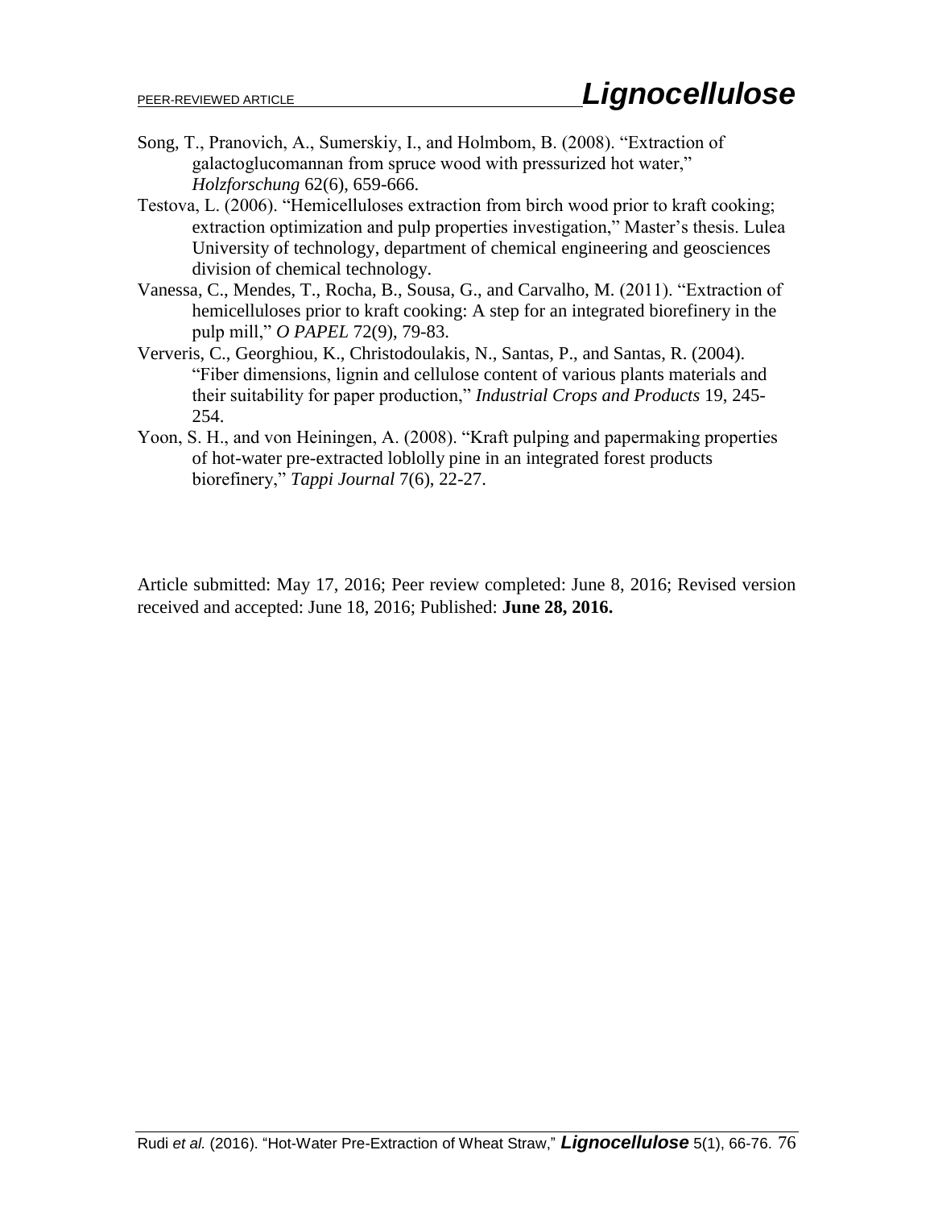Song, T., Pranovich, A., Sumerskiy, I., and Holmbom, B. (2008). "Extraction of galactoglucomannan from spruce wood with pressurized hot water," *Holzforschung* 62(6), 659-666.

Testova, L. (2006). "Hemicelluloses extraction from birch wood prior to kraft cooking; extraction optimization and pulp properties investigation," Master's thesis. Lulea University of technology, department of chemical engineering and geosciences division of chemical technology.

Vanessa, C., Mendes, T., Rocha, B., Sousa, G., and Carvalho, M. (2011). "Extraction of hemicelluloses prior to kraft cooking: A step for an integrated biorefinery in the pulp mill," *O PAPEL* 72(9), 79-83.

Ververis, C., Georghiou, K., Christodoulakis, N., Santas, P., and Santas, R. (2004). "Fiber dimensions, lignin and cellulose content of various plants materials and their suitability for paper production," *Industrial Crops and Products* 19, 245-254.

Yoon, S. H., and von Heiningen, A. (2008). "Kraft pulping and papermaking properties of hot-water pre-extracted loblolly pine in an integrated forest products biorefinery," *Tappi Journal* 7(6), 22-27.

Article submitted: May 17, 2016; Peer review completed: June 8, 2016; Revised version received and accepted: June 18, 2016; Published: **June 28, 2016.**